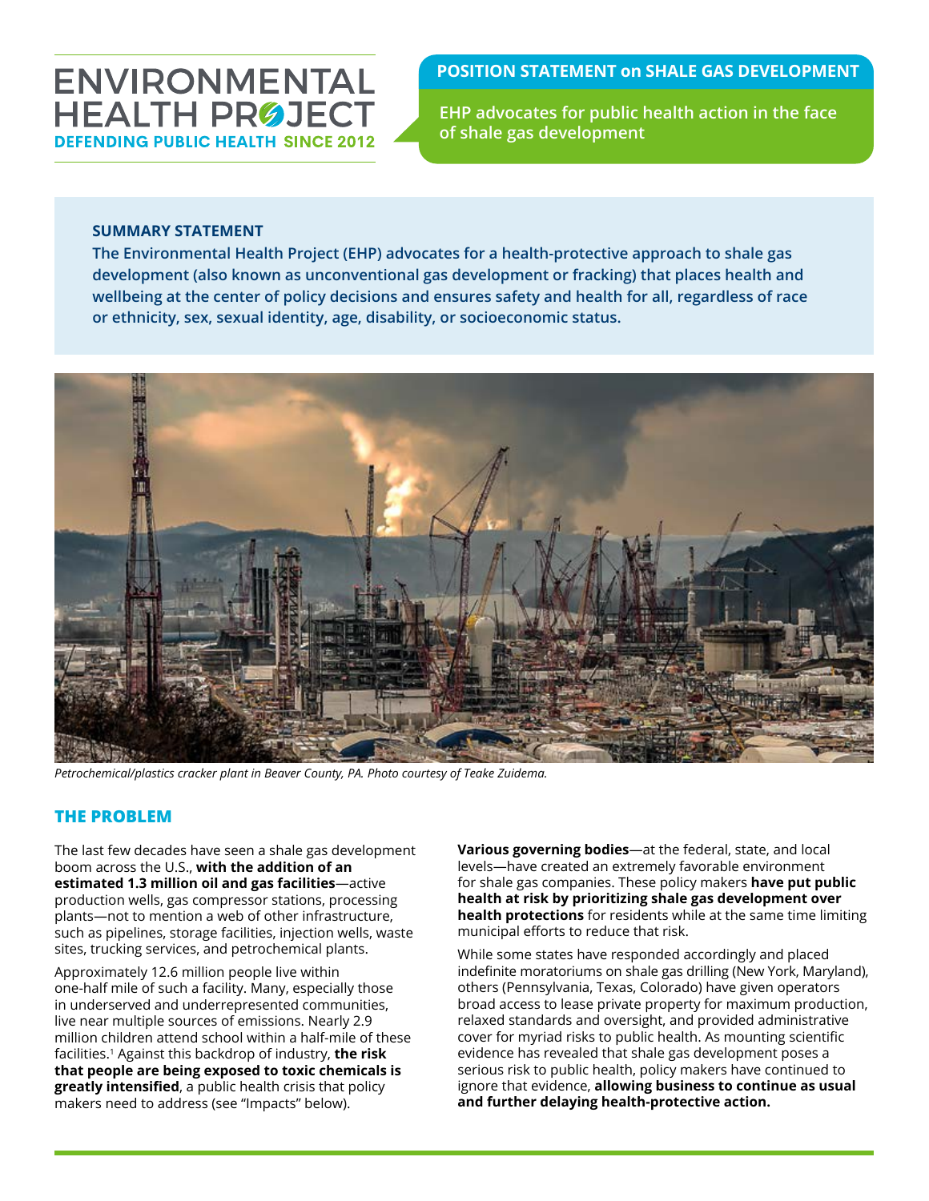# ENVIRONMENTAL HEALTH PROJECT

DEFENDING PUBLIC HEALTH SINCE 2012

## POSITION STATEMENT on SHALE GAS DEVELOPMENT

**EHP advocates for public health action in the face of shale gas development**

### SUMMARY STATEMENT

**The Environmental Health Project (EHP) advocates for a health-protective approach to shale gas development (also known as unconventional gas development or fracking) that places health and wellbeing at the center of policy decisions and ensures safety and health for all, regardless of race or ethnicity, sex, sexual identity, age, disability, or socioeconomic status.**

*Petrochemical/plastics cracker plant in Beaver County, PA. Photo courtesy of Teake Zuidema.*

## THE PROBLEM

The last few decades have seen a shale gas development boom across the U.S., **with the addition of an estimated 1.3 million oil and gas facilities**—active production wells, gas compressor stations, processing plants—not to mention a web of other infrastructure, such as pipelines, storage facilities, injection wells, waste sites, trucking services, and petrochemical plants.

Approximately 12.6 million people live within one-half mile of such a facility. Many, especially those in underserved and underrepresented communities, live near multiple sources of emissions. Nearly 2.9 million children attend school within a half-mile of these facilities.[1] Against this backdrop of industry, **the risk that people are being exposed to toxic chemicals is greatly intensified**, a public health crisis that policy makers need to address (see "Impacts" below).

**Various governing bodies**—at the federal, state, and local levels—have created an extremely favorable environment for shale gas companies. These policy makers **have put public health at risk by prioritizing shale gas development over health protections** for residents while at the same time limiting municipal efforts to reduce that risk.

While some states have responded accordingly and placed indefinite moratoriums on shale gas drilling (New York, Maryland), others (Pennsylvania, Texas, Colorado) have given operators broad access to lease private property for maximum production, relaxed standards and oversight, and provided administrative cover for myriad risks to public health. As mounting scientific evidence has revealed that shale gas development poses a serious risk to public health, policy makers have continued to ignore that evidence, **allowing business to continue as usual and further delaying health-protective action.**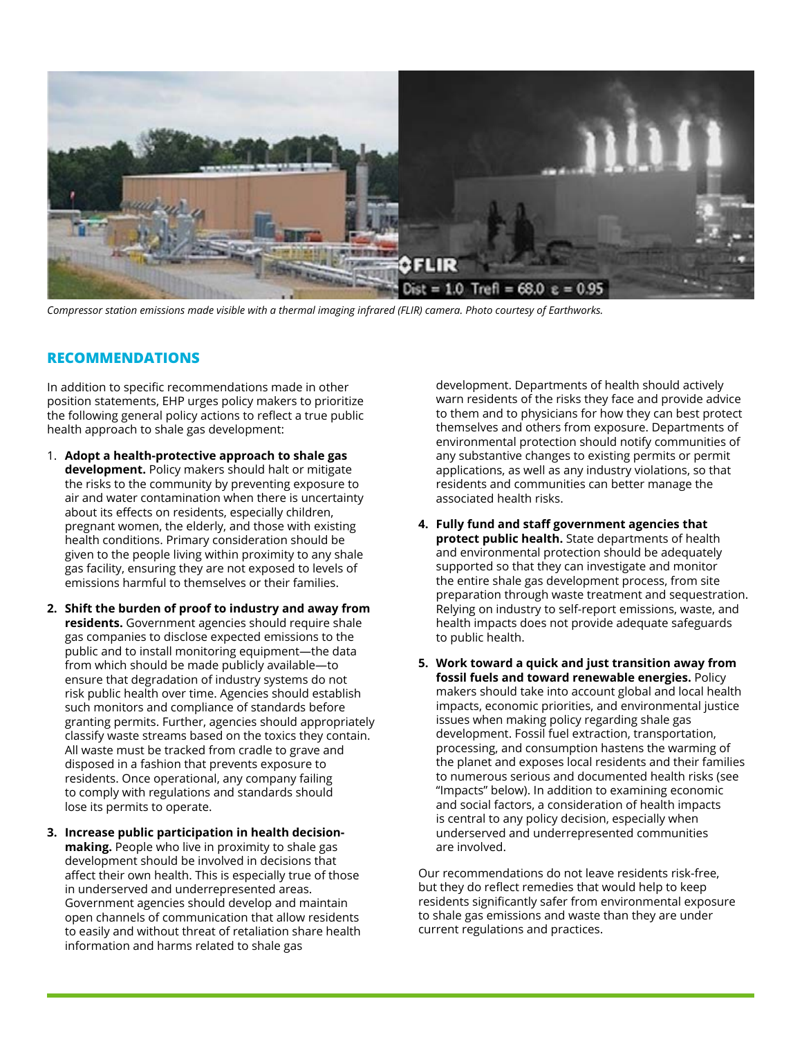*Compressor station emissions made visible with a thermal imaging infrared (FLIR) camera. Photo courtesy of Earthworks.*

## RECOMMENDATIONS

In addition to specific recommendations made in other position statements, EHP urges policy makers to prioritize the following general policy actions to reflect a true public health approach to shale gas development:

1. **Adopt a health-protective approach to shale gas development.** Policy makers should halt or mitigate the risks to the community by preventing exposure to air and water contamination when there is uncertainty about its effects on residents, especially children, pregnant women, the elderly, and those with existing health conditions. Primary consideration should be given to the people living within proximity to any shale gas facility, ensuring they are not exposed to levels of emissions harmful to themselves or their families.

2. **Shift the burden of proof to industry and away from residents.** Government agencies should require shale gas companies to disclose expected emissions to the public and to install monitoring equipment—the data from which should be made publicly available—to ensure that degradation of industry systems do not risk public health over time. Agencies should establish such monitors and compliance of standards before granting permits. Further, agencies should appropriately classify waste streams based on the toxics they contain. All waste must be tracked from cradle to grave and disposed in a fashion that prevents exposure to residents. Once operational, any company failing to comply with regulations and standards should lose its permits to operate.

3. **Increase public participation in health decision-making.** People who live in proximity to shale gas development should be involved in decisions that affect their own health. This is especially true of those in underserved and underrepresented areas. Government agencies should develop and maintain open channels of communication that allow residents to easily and without threat of retaliation share health information and harms related to shale gas development. Departments of health should actively warn residents of the risks they face and provide advice to them and to physicians for how they can best protect themselves and others from exposure. Departments of environmental protection should notify communities of any substantive changes to existing permits or permit applications, as well as any industry violations, so that residents and communities can better manage the associated health risks.

4. **Fully fund and staff government agencies that protect public health.** State departments of health and environmental protection should be adequately supported so that they can investigate and monitor the entire shale gas development process, from site preparation through waste treatment and sequestration. Relying on industry to self-report emissions, waste, and health impacts does not provide adequate safeguards to public health.

5. **Work toward a quick and just transition away from fossil fuels and toward renewable energies.** Policy makers should take into account global and local health impacts, economic priorities, and environmental justice issues when making policy regarding shale gas development. Fossil fuel extraction, transportation, processing, and consumption hastens the warming of the planet and exposes local residents and their families to numerous serious and documented health risks (see "Impacts" below). In addition to examining economic and social factors, a consideration of health impacts is central to any policy decision, especially when underserved and underrepresented communities are involved.

Our recommendations do not leave residents risk-free, but they do reflect remedies that would help to keep residents significantly safer from environmental exposure to shale gas emissions and waste than they are under current regulations and practices.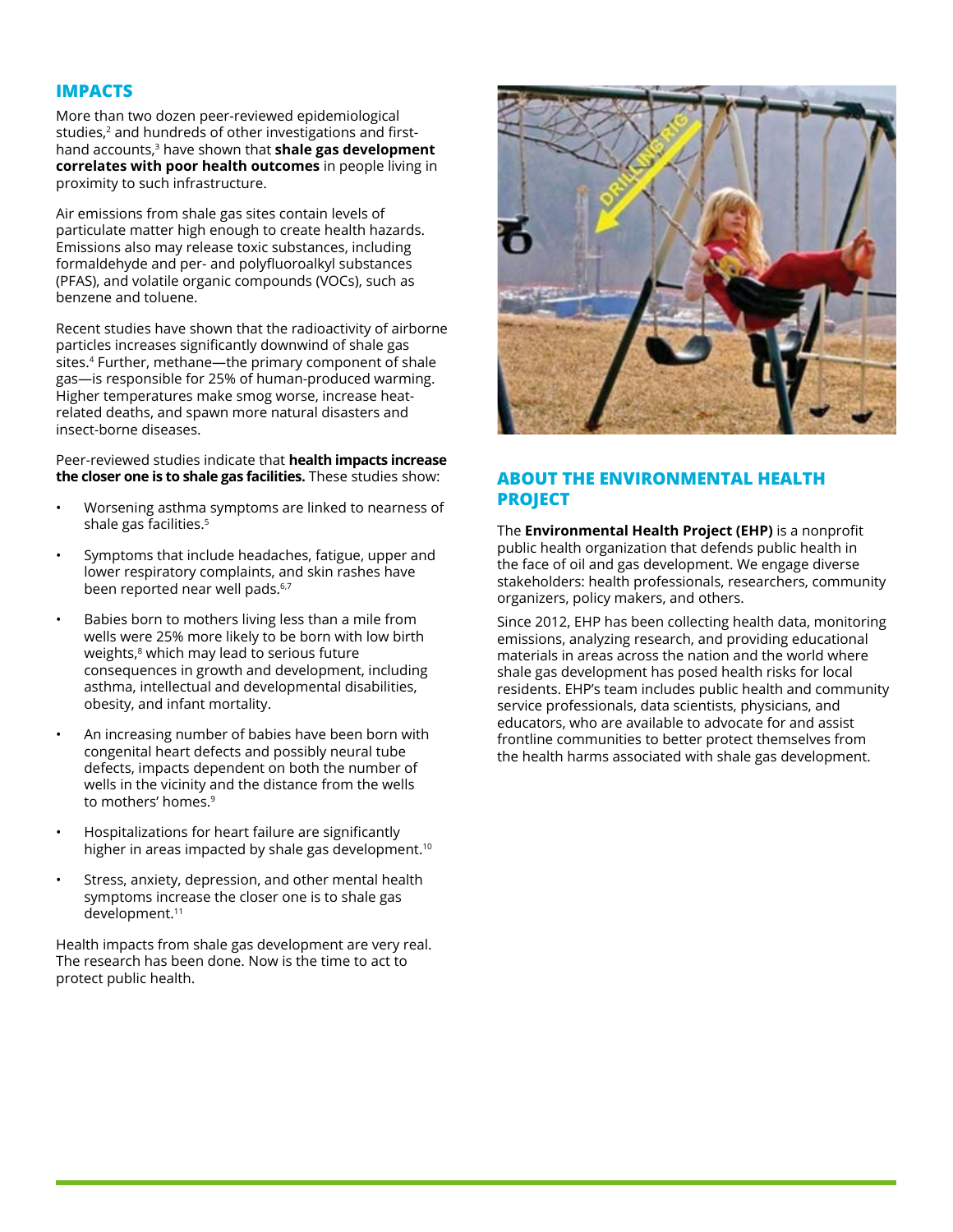## IMPACTS

More than two dozen peer-reviewed epidemiological studies,[2] and hundreds of other investigations and first-hand accounts,[3] have shown that **shale gas development correlates with poor health outcomes** in people living in proximity to such infrastructure.

Air emissions from shale gas sites contain levels of particulate matter high enough to create health hazards. Emissions also may release toxic substances, including formaldehyde and per- and polyfluoroalkyl substances (PFAS), and volatile organic compounds (VOCs), such as benzene and toluene.

Recent studies have shown that the radioactivity of airborne particles increases significantly downwind of shale gas sites.[4] Further, methane—the primary component of shale gas—is responsible for 25% of human-produced warming. Higher temperatures make smog worse, increase heat-related deaths, and spawn more natural disasters and insect-borne diseases.

Peer-reviewed studies indicate that **health impacts increase the closer one is to shale gas facilities.** These studies show:

- Worsening asthma symptoms are linked to nearness of shale gas facilities.[5]
- Symptoms that include headaches, fatigue, upper and lower respiratory complaints, and skin rashes have been reported near well pads.[6,7]
- Babies born to mothers living less than a mile from wells were 25% more likely to be born with low birth weights,[8] which may lead to serious future consequences in growth and development, including asthma, intellectual and developmental disabilities, obesity, and infant mortality.
- An increasing number of babies have been born with congenital heart defects and possibly neural tube defects, impacts dependent on both the number of wells in the vicinity and the distance from the wells to mothers' homes.[9]
- Hospitalizations for heart failure are significantly higher in areas impacted by shale gas development.[10]
- Stress, anxiety, depression, and other mental health symptoms increase the closer one is to shale gas development.[11]

Health impacts from shale gas development are very real. The research has been done. Now is the time to act to protect public health.

## ABOUT THE ENVIRONMENTAL HEALTH PROJECT

The **Environmental Health Project (EHP)** is a nonprofit public health organization that defends public health in the face of oil and gas development. We engage diverse stakeholders: health professionals, researchers, community organizers, policy makers, and others.

Since 2012, EHP has been collecting health data, monitoring emissions, analyzing research, and providing educational materials in areas across the nation and the world where shale gas development has posed health risks for local residents. EHP's team includes public health and community service professionals, data scientists, physicians, and educators, who are available to advocate for and assist frontline communities to better protect themselves from the health harms associated with shale gas development.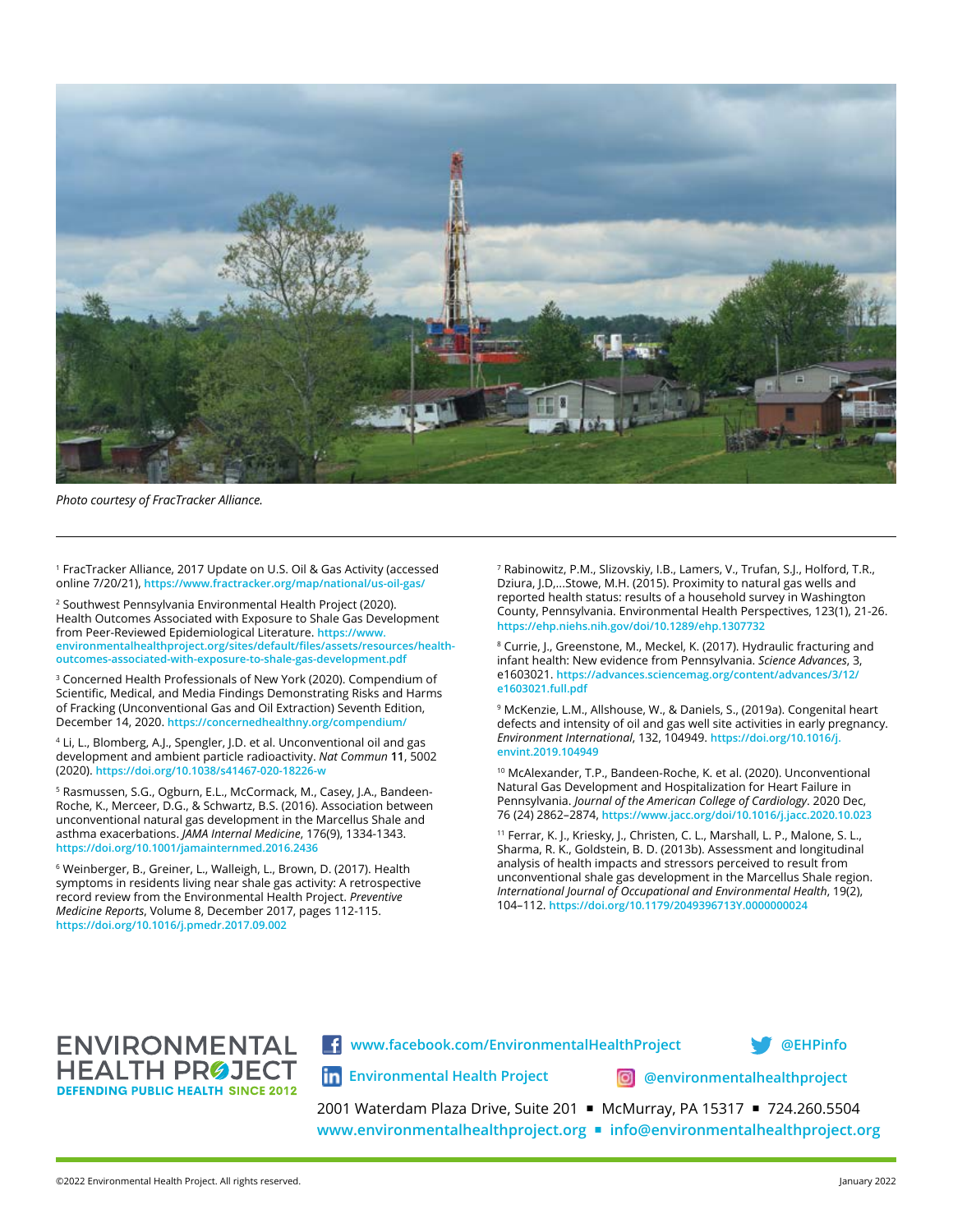*Photo courtesy of FracTracker Alliance.*

---

[1] FracTracker Alliance, 2017 Update on U.S. Oil & Gas Activity (accessed online 7/20/21), https://www.fractracker.org/map/national/us-oil-gas/

[2] Southwest Pennsylvania Environmental Health Project (2020). Health Outcomes Associated with Exposure to Shale Gas Development from Peer-Reviewed Epidemiological Literature. https://www.environmentalhealthproject.org/sites/default/files/assets/resources/health-outcomes-associated-with-exposure-to-shale-gas-development.pdf

[3] Concerned Health Professionals of New York (2020). Compendium of Scientific, Medical, and Media Findings Demonstrating Risks and Harms of Fracking (Unconventional Gas and Oil Extraction) Seventh Edition, December 14, 2020. https://concernedhealthny.org/compendium/

[4] Li, L., Blomberg, A.J., Spengler, J.D. et al. Unconventional oil and gas development and ambient particle radioactivity. *Nat Commun* **11**, 5002 (2020). https://doi.org/10.1038/s41467-020-18226-w

[5] Rasmussen, S.G., Ogburn, E.L., McCormack, M., Casey, J.A., Bandeen-Roche, K., Mercer, D.G., & Schwartz, B.S. (2016). Association between unconventional natural gas development in the Marcellus Shale and asthma exacerbations. *JAMA Internal Medicine*, 176(9), 1334-1343. https://doi.org/10.1001/jamainternmed.2016.2436

[6] Weinberger, B., Greiner, L., Walleigh, L., Brown, D. (2017). Health symptoms in residents living near shale gas activity: A retrospective record review from the Environmental Health Project. *Preventive Medicine Reports*, Volume 8, December 2017, pages 112-115. https://doi.org/10.1016/j.pmedr.2017.09.002

[7] Rabinowitz, P.M., Slizovskiy, I.B., Lamers, V., Trufan, S.J., Holford, T.R., Dziura, J.D.,...Stowe, M.H. (2015). Proximity to natural gas wells and reported health status: results of a household survey in Washington County, Pennsylvania. Environmental Health Perspectives, 123(1), 21-26. https://ehp.niehs.nih.gov/doi/10.1289/ehp.1307732

[8] Currie, J., Greenstone, M., Meckel, K. (2017). Hydraulic fracturing and infant health: New evidence from Pennsylvania. *Science Advances*, 3, e1603021. https://advances.sciencemag.org/content/advances/3/12/e1603021.full.pdf

[9] McKenzie, L.M., Allshouse, W., & Daniels, S., (2019a). Congenital heart defects and intensity of oil and gas well site activities in early pregnancy. *Environment International*, 132, 104949. https://doi.org/10.1016/j.envint.2019.104949

[10] McAlexander, T.P., Bandeen-Roche, K. et al. (2020). Unconventional Natural Gas Development and Hospitalization for Heart Failure in Pennsylvania. *Journal of the American College of Cardiology*. 2020 Dec, 76 (24) 2862–2874, https://www.jacc.org/doi/10.1016/j.jacc.2020.10.023

[11] Ferrar, K. J., Kriesky, J., Christen, C. L., Marshall, L. P., Malone, S. L., Sharma, R. K., Goldstein, B. D. (2013b). Assessment and longitudinal analysis of health impacts and stressors perceived to result from unconventional shale gas development in the Marcellus Shale region. *International Journal of Occupational and Environmental Health*, 19(2), 104–112. https://doi.org/10.1179/2049396713Y.0000000024

**ENVIRONMENTAL HEALTH PROJECT**
DEFENDING PUBLIC HEALTH SINCE 2012

www.facebook.com/EnvironmentalHealthProject | @EHPinfo
Environmental Health Project | @environmentalhealthproject

2001 Waterdam Plaza Drive, Suite 201 ▪ McMurray, PA 15317 ▪ 724.260.5504
www.environmentalhealthproject.org ▪ info@environmentalhealthproject.org

©2022 Environmental Health Project. All rights reserved.

January 2022